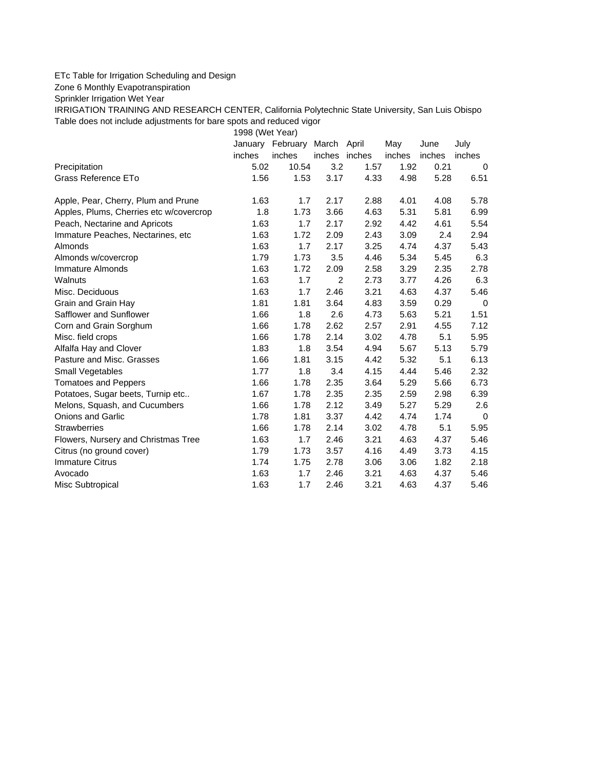ETc Table for Irrigation Scheduling and Design

Zone 6 Monthly Evapotranspiration

Sprinkler Irrigation Wet Year

IRRIGATION TRAINING AND RESEARCH CENTER, California Polytechnic State University, San Luis Obispo

Table does not include adjustments for bare spots and reduced vigor

| | 1998 (Wet Year) | | | | | | |
|---|---|---|---|---|---|---|---|
| | January | February | March | April | May | June | July |
| | inches | inches | inches | inches | inches | inches | inches |
| Precipitation | 5.02 | 10.54 | 3.2 | 1.57 | 1.92 | 0.21 | 0 |
| Grass Reference ETo | 1.56 | 1.53 | 3.17 | 4.33 | 4.98 | 5.28 | 6.51 |
| | | | | | | | |
| Apple, Pear, Cherry, Plum and Prune | 1.63 | 1.7 | 2.17 | 2.88 | 4.01 | 4.08 | 5.78 |
| Apples, Plums, Cherries etc w/covercrop | 1.8 | 1.73 | 3.66 | 4.63 | 5.31 | 5.81 | 6.99 |
| Peach, Nectarine and Apricots | 1.63 | 1.7 | 2.17 | 2.92 | 4.42 | 4.61 | 5.54 |
| Immature Peaches, Nectarines, etc | 1.63 | 1.72 | 2.09 | 2.43 | 3.09 | 2.4 | 2.94 |
| Almonds | 1.63 | 1.7 | 2.17 | 3.25 | 4.74 | 4.37 | 5.43 |
| Almonds w/covercrop | 1.79 | 1.73 | 3.5 | 4.46 | 5.34 | 5.45 | 6.3 |
| Immature Almonds | 1.63 | 1.72 | 2.09 | 2.58 | 3.29 | 2.35 | 2.78 |
| Walnuts | 1.63 | 1.7 | 2 | 2.73 | 3.77 | 4.26 | 6.3 |
| Misc. Deciduous | 1.63 | 1.7 | 2.46 | 3.21 | 4.63 | 4.37 | 5.46 |
| Grain and Grain Hay | 1.81 | 1.81 | 3.64 | 4.83 | 3.59 | 0.29 | 0 |
| Safflower and Sunflower | 1.66 | 1.8 | 2.6 | 4.73 | 5.63 | 5.21 | 1.51 |
| Corn and Grain Sorghum | 1.66 | 1.78 | 2.62 | 2.57 | 2.91 | 4.55 | 7.12 |
| Misc. field crops | 1.66 | 1.78 | 2.14 | 3.02 | 4.78 | 5.1 | 5.95 |
| Alfalfa Hay and Clover | 1.83 | 1.8 | 3.54 | 4.94 | 5.67 | 5.13 | 5.79 |
| Pasture and Misc. Grasses | 1.66 | 1.81 | 3.15 | 4.42 | 5.32 | 5.1 | 6.13 |
| Small Vegetables | 1.77 | 1.8 | 3.4 | 4.15 | 4.44 | 5.46 | 2.32 |
| Tomatoes and Peppers | 1.66 | 1.78 | 2.35 | 3.64 | 5.29 | 5.66 | 6.73 |
| Potatoes, Sugar beets, Turnip etc.. | 1.67 | 1.78 | 2.35 | 2.35 | 2.59 | 2.98 | 6.39 |
| Melons, Squash, and Cucumbers | 1.66 | 1.78 | 2.12 | 3.49 | 5.27 | 5.29 | 2.6 |
| Onions and Garlic | 1.78 | 1.81 | 3.37 | 4.42 | 4.74 | 1.74 | 0 |
| Strawberries | 1.66 | 1.78 | 2.14 | 3.02 | 4.78 | 5.1 | 5.95 |
| Flowers, Nursery and Christmas Tree | 1.63 | 1.7 | 2.46 | 3.21 | 4.63 | 4.37 | 5.46 |
| Citrus (no ground cover) | 1.79 | 1.73 | 3.57 | 4.16 | 4.49 | 3.73 | 4.15 |
| Immature Citrus | 1.74 | 1.75 | 2.78 | 3.06 | 3.06 | 1.82 | 2.18 |
| Avocado | 1.63 | 1.7 | 2.46 | 3.21 | 4.63 | 4.37 | 5.46 |
| Misc Subtropical | 1.63 | 1.7 | 2.46 | 3.21 | 4.63 | 4.37 | 5.46 |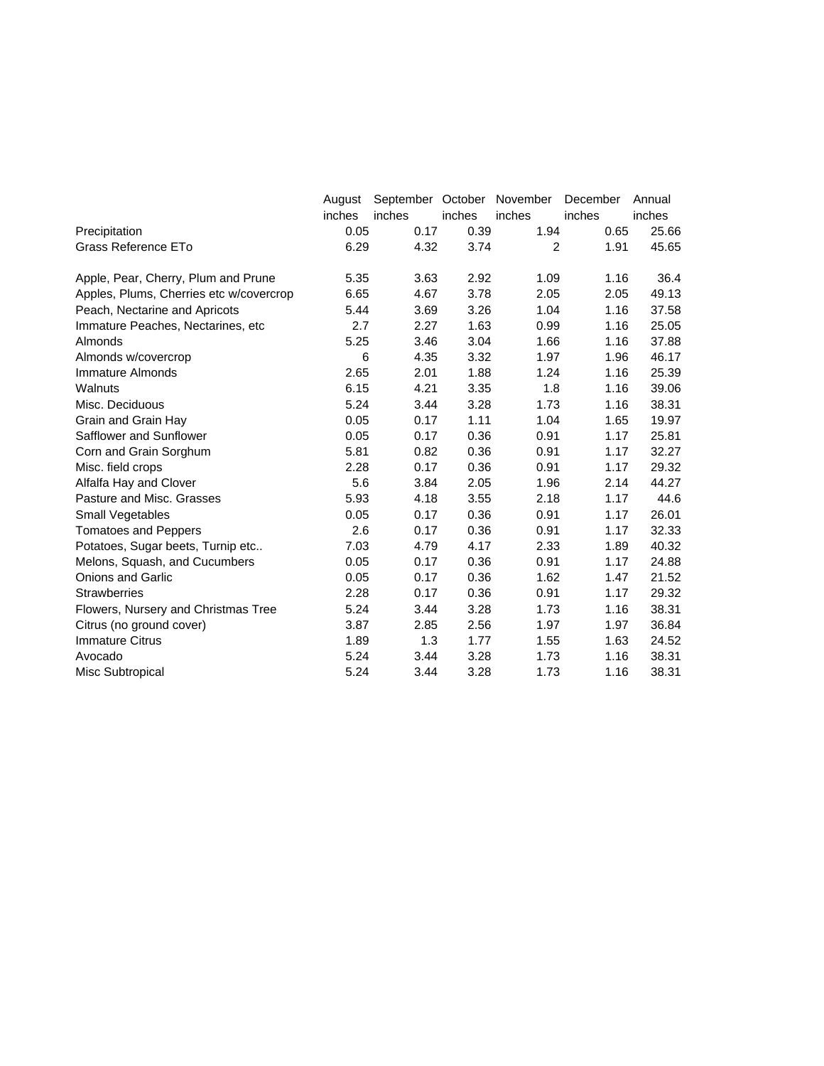| | August inches | September inches | October inches | November inches | December inches | Annual inches |
|---|---|---|---|---|---|---|
| Precipitation | 0.05 | 0.17 | 0.39 | 1.94 | 0.65 | 25.66 |
| Grass Reference ETo | 6.29 | 4.32 | 3.74 | 2 | 1.91 | 45.65 |
| | | | | | | |
| Apple, Pear, Cherry, Plum and Prune | 5.35 | 3.63 | 2.92 | 1.09 | 1.16 | 36.4 |
| Apples, Plums, Cherries etc w/covercrop | 6.65 | 4.67 | 3.78 | 2.05 | 2.05 | 49.13 |
| Peach, Nectarine and Apricots | 5.44 | 3.69 | 3.26 | 1.04 | 1.16 | 37.58 |
| Immature Peaches, Nectarines, etc | 2.7 | 2.27 | 1.63 | 0.99 | 1.16 | 25.05 |
| Almonds | 5.25 | 3.46 | 3.04 | 1.66 | 1.16 | 37.88 |
| Almonds w/covercrop | 6 | 4.35 | 3.32 | 1.97 | 1.96 | 46.17 |
| Immature Almonds | 2.65 | 2.01 | 1.88 | 1.24 | 1.16 | 25.39 |
| Walnuts | 6.15 | 4.21 | 3.35 | 1.8 | 1.16 | 39.06 |
| Misc. Deciduous | 5.24 | 3.44 | 3.28 | 1.73 | 1.16 | 38.31 |
| Grain and Grain Hay | 0.05 | 0.17 | 1.11 | 1.04 | 1.65 | 19.97 |
| Safflower and Sunflower | 0.05 | 0.17 | 0.36 | 0.91 | 1.17 | 25.81 |
| Corn and Grain Sorghum | 5.81 | 0.82 | 0.36 | 0.91 | 1.17 | 32.27 |
| Misc. field crops | 2.28 | 0.17 | 0.36 | 0.91 | 1.17 | 29.32 |
| Alfalfa Hay and Clover | 5.6 | 3.84 | 2.05 | 1.96 | 2.14 | 44.27 |
| Pasture and Misc. Grasses | 5.93 | 4.18 | 3.55 | 2.18 | 1.17 | 44.6 |
| Small Vegetables | 0.05 | 0.17 | 0.36 | 0.91 | 1.17 | 26.01 |
| Tomatoes and Peppers | 2.6 | 0.17 | 0.36 | 0.91 | 1.17 | 32.33 |
| Potatoes, Sugar beets, Turnip etc.. | 7.03 | 4.79 | 4.17 | 2.33 | 1.89 | 40.32 |
| Melons, Squash, and Cucumbers | 0.05 | 0.17 | 0.36 | 0.91 | 1.17 | 24.88 |
| Onions and Garlic | 0.05 | 0.17 | 0.36 | 1.62 | 1.47 | 21.52 |
| Strawberries | 2.28 | 0.17 | 0.36 | 0.91 | 1.17 | 29.32 |
| Flowers, Nursery and Christmas Tree | 5.24 | 3.44 | 3.28 | 1.73 | 1.16 | 38.31 |
| Citrus (no ground cover) | 3.87 | 2.85 | 2.56 | 1.97 | 1.97 | 36.84 |
| Immature Citrus | 1.89 | 1.3 | 1.77 | 1.55 | 1.63 | 24.52 |
| Avocado | 5.24 | 3.44 | 3.28 | 1.73 | 1.16 | 38.31 |
| Misc Subtropical | 5.24 | 3.44 | 3.28 | 1.73 | 1.16 | 38.31 |